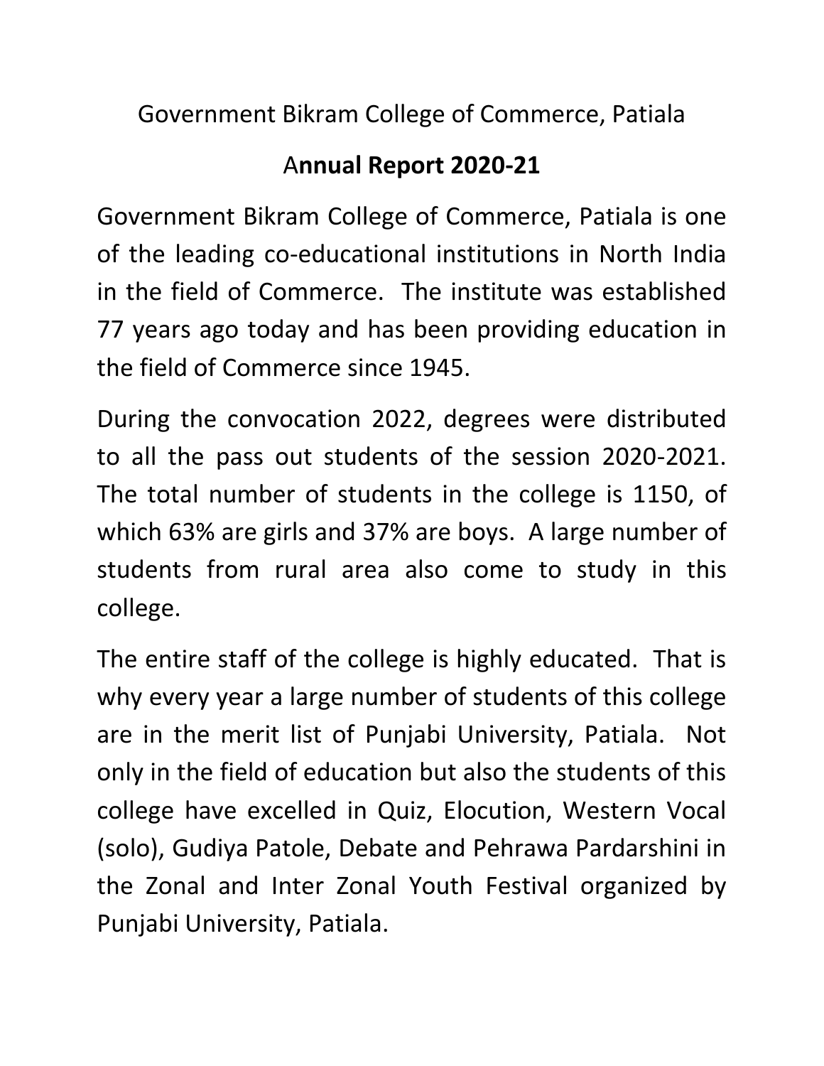Government Bikram College of Commerce, Patiala

# A**nnual Report 2020-21**

Government Bikram College of Commerce, Patiala is one of the leading co-educational institutions in North India in the field of Commerce. The institute was established 77 years ago today and has been providing education in the field of Commerce since 1945.

During the convocation 2022, degrees were distributed to all the pass out students of the session 2020-2021. The total number of students in the college is 1150, of which 63% are girls and 37% are boys. A large number of students from rural area also come to study in this college.

The entire staff of the college is highly educated. That is why every year a large number of students of this college are in the merit list of Punjabi University, Patiala. Not only in the field of education but also the students of this college have excelled in Quiz, Elocution, Western Vocal (solo), Gudiya Patole, Debate and Pehrawa Pardarshini in the Zonal and Inter Zonal Youth Festival organized by Punjabi University, Patiala.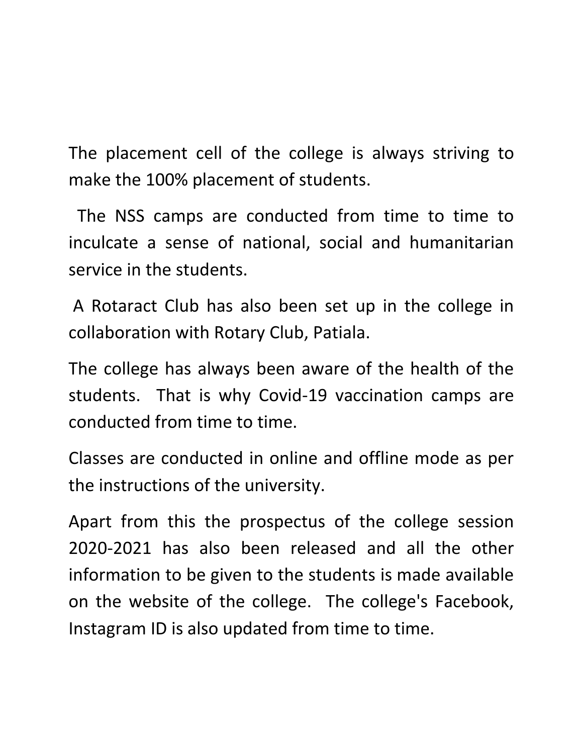The placement cell of the college is always striving to make the 100% placement of students.

The NSS camps are conducted from time to time to inculcate a sense of national, social and humanitarian service in the students.

A Rotaract Club has also been set up in the college in collaboration with Rotary Club, Patiala.

The college has always been aware of the health of the students. That is why Covid-19 vaccination camps are conducted from time to time.

Classes are conducted in online and offline mode as per the instructions of the university.

Apart from this the prospectus of the college session 2020-2021 has also been released and all the other information to be given to the students is made available on the website of the college. The college's Facebook, Instagram ID is also updated from time to time.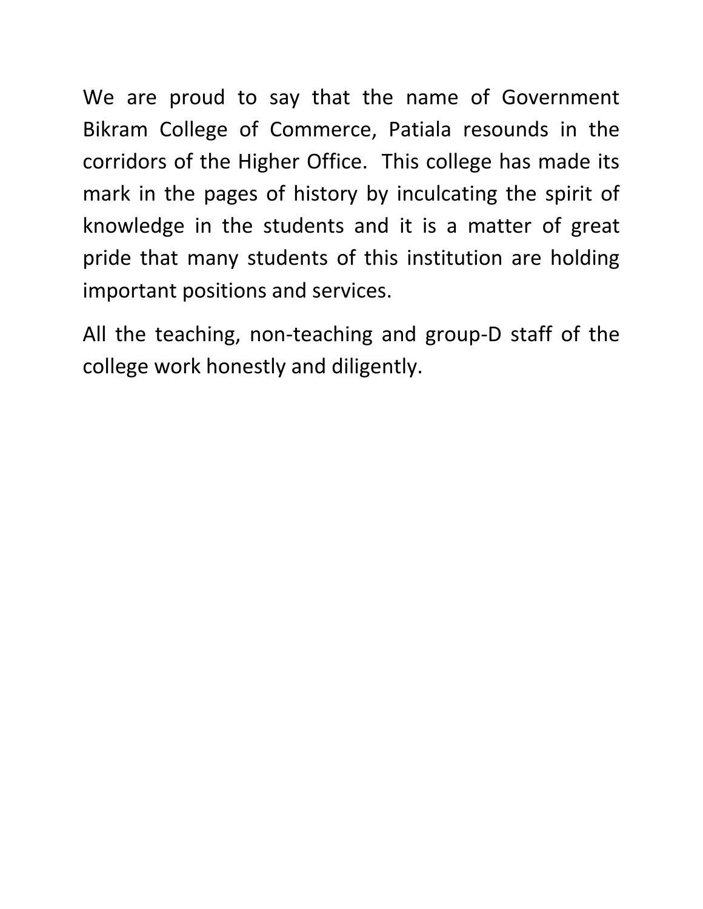We are proud to say that the name of Government Bikram College of Commerce, Patiala resounds in the corridors of the Higher Office. This college has made its mark in the pages of history by inculcating the spirit of knowledge in the students and it is a matter of great pride that many students of this institution are holding important positions and services.

All the teaching, non-teaching and group-D staff of the college work honestly and diligently.